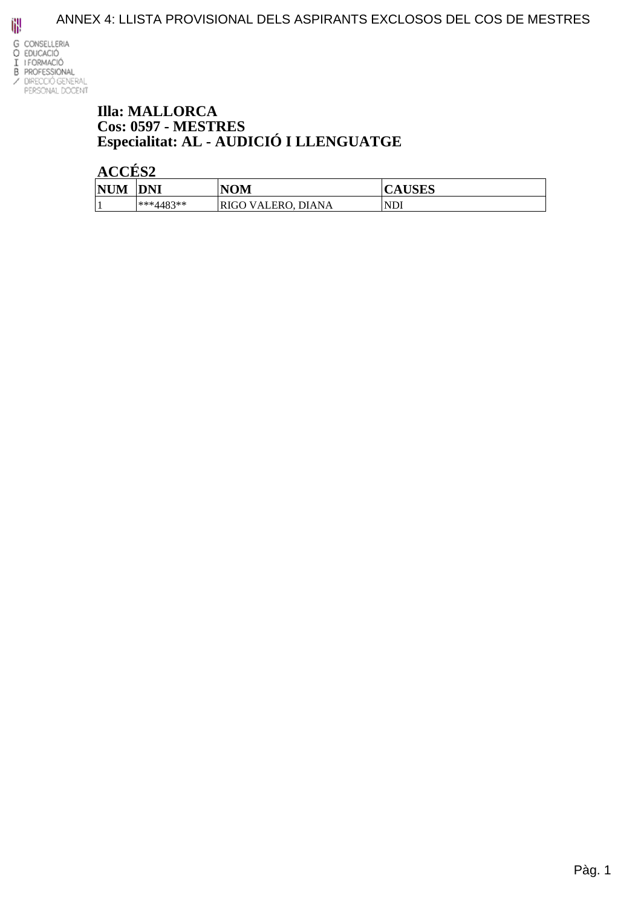# ANNEX 4: LLISTA PROVISIONAL DELS ASPIRANTS EXCLOSOS DEL COS DE MESTRES

G CONSELLERIA
O EDUCACIÓ
I I FORMACIÓ
B PROFESSIONAL
/ DIRECCIÓ GENERAL
PERSONAL DOCENT

## Illa: MALLORCA
## Cos: 0597 - MESTRES
## Especialitat: AL - AUDICIÓ I LLENGUATGE

### ACCÉS2

| NUM | DNI | NOM | CAUSES |
|---|---|---|---|
| 1 | ***4483** | RIGO VALERO, DIANA | NDI |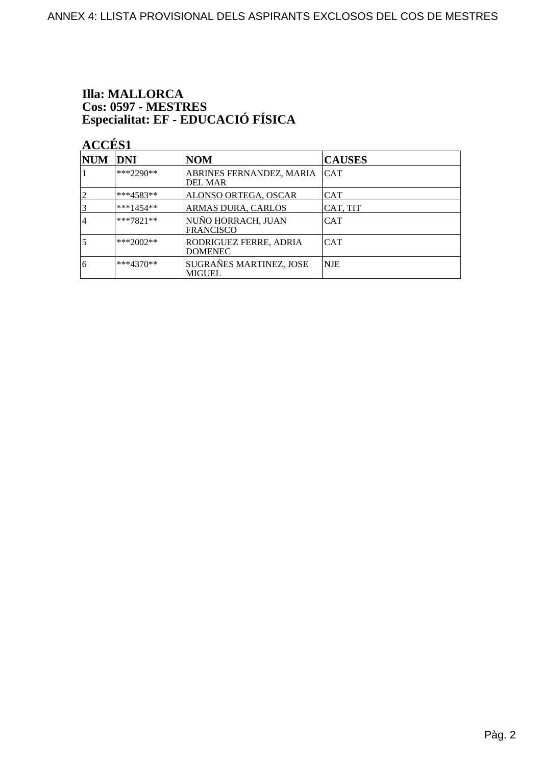**Illa: MALLORCA**
**Cos: 0597 - MESTRES**
**Especialitat: EF - EDUCACIÓ FÍSICA**

**ACCÉS1**

| NUM | DNI | NOM | CAUSES |
|---|---|---|---|
| 1 | ***2290** | ABRINES FERNANDEZ, MARIA DEL MAR | CAT |
| 2 | ***4583** | ALONSO ORTEGA, OSCAR | CAT |
| 3 | ***1454** | ARMAS DURA, CARLOS | CAT, TIT |
| 4 | ***7821** | NUÑO HORRACH, JUAN FRANCISCO | CAT |
| 5 | ***2002** | RODRIGUEZ FERRE, ADRIA DOMENEC | CAT |
| 6 | ***4370** | SUGRAÑES MARTINEZ, JOSE MIGUEL | NJE |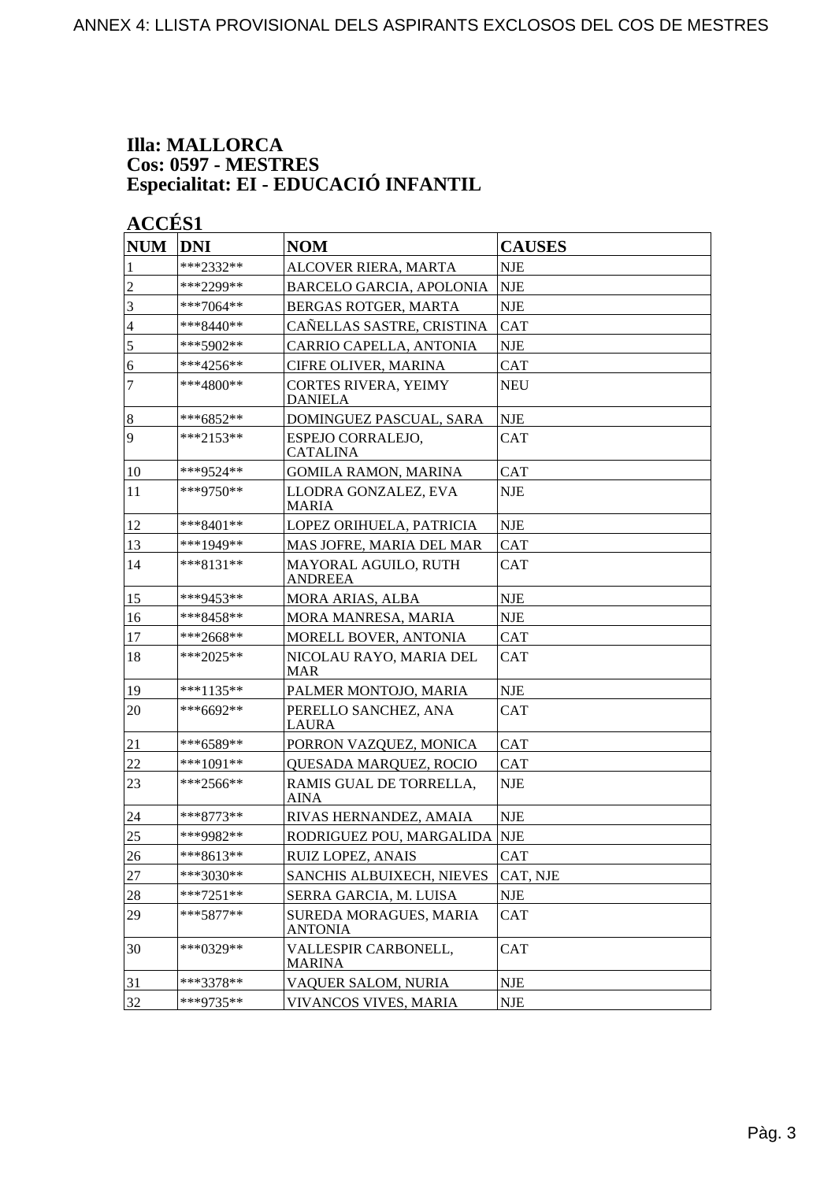**Illa: MALLORCA**
**Cos: 0597 - MESTRES**
**Especialitat: EI - EDUCACIÓ INFANTIL**

**ACCÉS1**

| NUM | DNI | NOM | CAUSES |
|---|---|---|---|
| 1 | ***2332** | ALCOVER RIERA, MARTA | NJE |
| 2 | ***2299** | BARCELO GARCIA, APOLONIA | NJE |
| 3 | ***7064** | BERGAS ROTGER, MARTA | NJE |
| 4 | ***8440** | CAÑELLAS SASTRE, CRISTINA | CAT |
| 5 | ***5902** | CARRIO CAPELLA, ANTONIA | NJE |
| 6 | ***4256** | CIFRE OLIVER, MARINA | CAT |
| 7 | ***4800** | CORTES RIVERA, YEIMY DANIELA | NEU |
| 8 | ***6852** | DOMINGUEZ PASCUAL, SARA | NJE |
| 9 | ***2153** | ESPEJO CORRALEJO, CATALINA | CAT |
| 10 | ***9524** | GOMILA RAMON, MARINA | CAT |
| 11 | ***9750** | LLODRA GONZALEZ, EVA MARIA | NJE |
| 12 | ***8401** | LOPEZ ORIHUELA, PATRICIA | NJE |
| 13 | ***1949** | MAS JOFRE, MARIA DEL MAR | CAT |
| 14 | ***8131** | MAYORAL AGUILO, RUTH ANDREEA | CAT |
| 15 | ***9453** | MORA ARIAS, ALBA | NJE |
| 16 | ***8458** | MORA MANRESA, MARIA | NJE |
| 17 | ***2668** | MORELL BOVER, ANTONIA | CAT |
| 18 | ***2025** | NICOLAU RAYO, MARIA DEL MAR | CAT |
| 19 | ***1135** | PALMER MONTOJO, MARIA | NJE |
| 20 | ***6692** | PERELLO SANCHEZ, ANA LAURA | CAT |
| 21 | ***6589** | PORRON VAZQUEZ, MONICA | CAT |
| 22 | ***1091** | QUESADA MARQUEZ, ROCIO | CAT |
| 23 | ***2566** | RAMIS GUAL DE TORRELLA, AINA | NJE |
| 24 | ***8773** | RIVAS HERNANDEZ, AMAIA | NJE |
| 25 | ***9982** | RODRIGUEZ POU, MARGALIDA | NJE |
| 26 | ***8613** | RUIZ LOPEZ, ANAIS | CAT |
| 27 | ***3030** | SANCHIS ALBUIXECH, NIEVES | CAT, NJE |
| 28 | ***7251** | SERRA GARCIA, M. LUISA | NJE |
| 29 | ***5877** | SUREDA MORAGUES, MARIA ANTONIA | CAT |
| 30 | ***0329** | VALLESPIR CARBONELL, MARINA | CAT |
| 31 | ***3378** | VAQUER SALOM, NURIA | NJE |
| 32 | ***9735** | VIVANCOS VIVES, MARIA | NJE |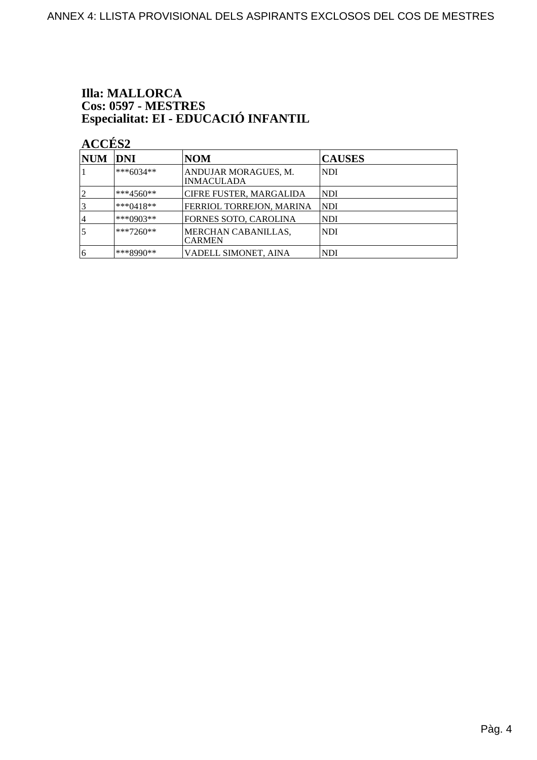### Illa: MALLORCA
### Cos: 0597 - MESTRES
### Especialitat: EI - EDUCACIÓ INFANTIL

**ACCÉS2**

| NUM | DNI | NOM | CAUSES |
|---|---|---|---|
| 1 | ***6034** | ANDUJAR MORAGUES, M. INMACULADA | NDI |
| 2 | ***4560** | CIFRE FUSTER, MARGALIDA | NDI |
| 3 | ***0418** | FERRIOL TORREJON, MARINA | NDI |
| 4 | ***0903** | FORNES SOTO, CAROLINA | NDI |
| 5 | ***7260** | MERCHAN CABANILLAS, CARMEN | NDI |
| 6 | ***8990** | VADELL SIMONET, AINA | NDI |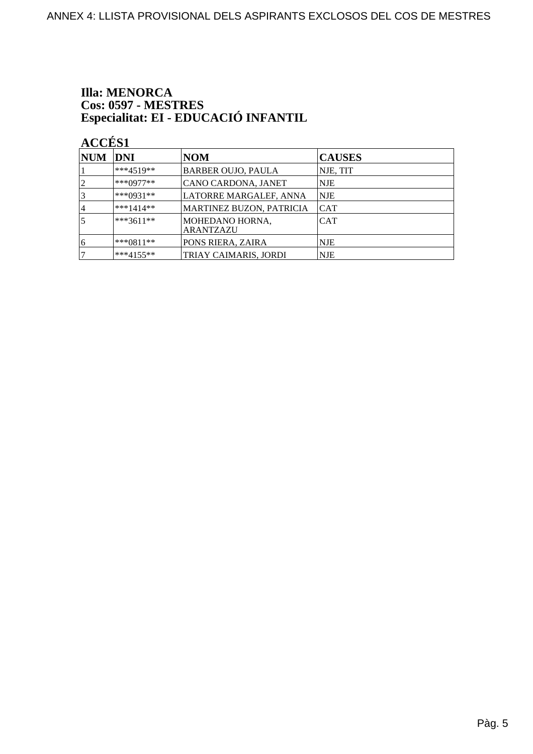**Illa: MENORCA**
**Cos: 0597 - MESTRES**
**Especialitat: EI - EDUCACIÓ INFANTIL**

**ACCÉS1**

| NUM | DNI | NOM | CAUSES |
|---|---|---|---|
| 1 | ***4519** | BARBER OUJO, PAULA | NJE, TIT |
| 2 | ***0977** | CANO CARDONA, JANET | NJE |
| 3 | ***0931** | LATORRE MARGALEF, ANNA | NJE |
| 4 | ***1414** | MARTINEZ BUZON, PATRICIA | CAT |
| 5 | ***3611** | MOHEDANO HORNA, ARANTZAZU | CAT |
| 6 | ***0811** | PONS RIERA, ZAIRA | NJE |
| 7 | ***4155** | TRIAY CAIMARIS, JORDI | NJE |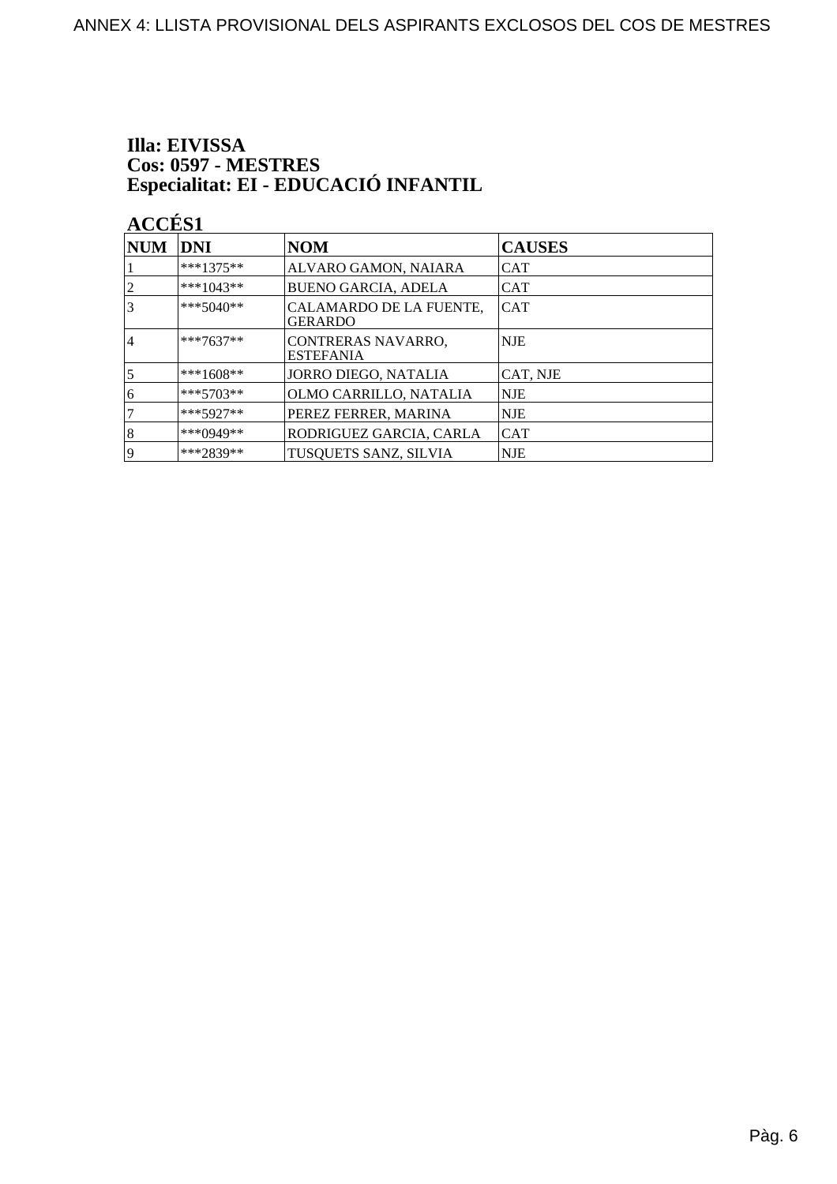**Illa: EIVISSA**
**Cos: 0597 - MESTRES**
**Especialitat: EI - EDUCACIÓ INFANTIL**

**ACCÉS1**

| NUM | DNI | NOM | CAUSES |
|---|---|---|---|
| 1 | ***1375** | ALVARO GAMON, NAIARA | CAT |
| 2 | ***1043** | BUENO GARCIA, ADELA | CAT |
| 3 | ***5040** | CALAMARDO DE LA FUENTE, GERARDO | CAT |
| 4 | ***7637** | CONTRERAS NAVARRO, ESTEFANIA | NJE |
| 5 | ***1608** | JORRO DIEGO, NATALIA | CAT, NJE |
| 6 | ***5703** | OLMO CARRILLO, NATALIA | NJE |
| 7 | ***5927** | PEREZ FERRER, MARINA | NJE |
| 8 | ***0949** | RODRIGUEZ GARCIA, CARLA | CAT |
| 9 | ***2839** | TUSQUETS SANZ, SILVIA | NJE |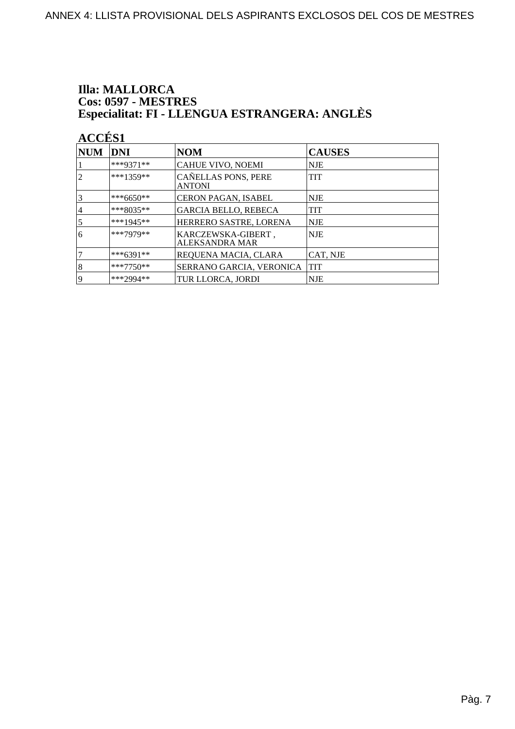# Illa: MALLORCA
## Cos: 0597 - MESTRES
## Especialitat: FI - LLENGUA ESTRANGERA: ANGLÈS

### ACCÉS1

| NUM | DNI | NOM | CAUSES |
|---|---|---|---|
| 1 | ***9371** | CAHUE VIVO, NOEMI | NJE |
| 2 | ***1359** | CAÑELLAS PONS, PERE ANTONI | TIT |
| 3 | ***6650** | CERON PAGAN, ISABEL | NJE |
| 4 | ***8035** | GARCIA BELLO, REBECA | TIT |
| 5 | ***1945** | HERRERO SASTRE, LORENA | NJE |
| 6 | ***7979** | KARCZEWSKA-GIBERT , ALEKSANDRA MAR | NJE |
| 7 | ***6391** | REQUENA MACIA, CLARA | CAT, NJE |
| 8 | ***7750** | SERRANO GARCIA, VERONICA | TIT |
| 9 | ***2994** | TUR LLORCA, JORDI | NJE |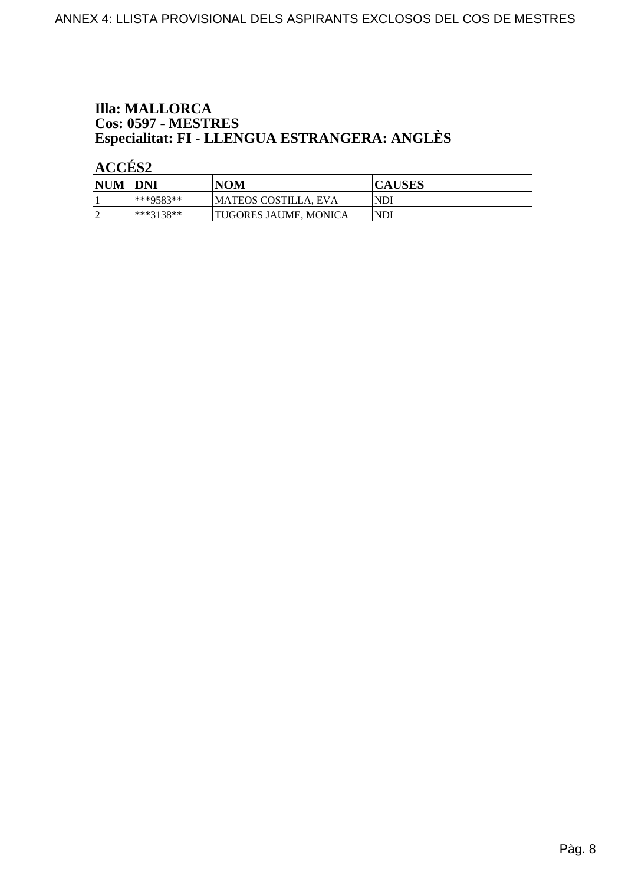**Illa: MALLORCA**
**Cos: 0597 - MESTRES**
**Especialitat: FI - LLENGUA ESTRANGERA: ANGLÈS**

**ACCÉS2**

| NUM | DNI | NOM | CAUSES |
|---|---|---|---|
| 1 | ***9583** | MATEOS COSTILLA, EVA | NDI |
| 2 | ***3138** | TUGORES JAUME, MONICA | NDI |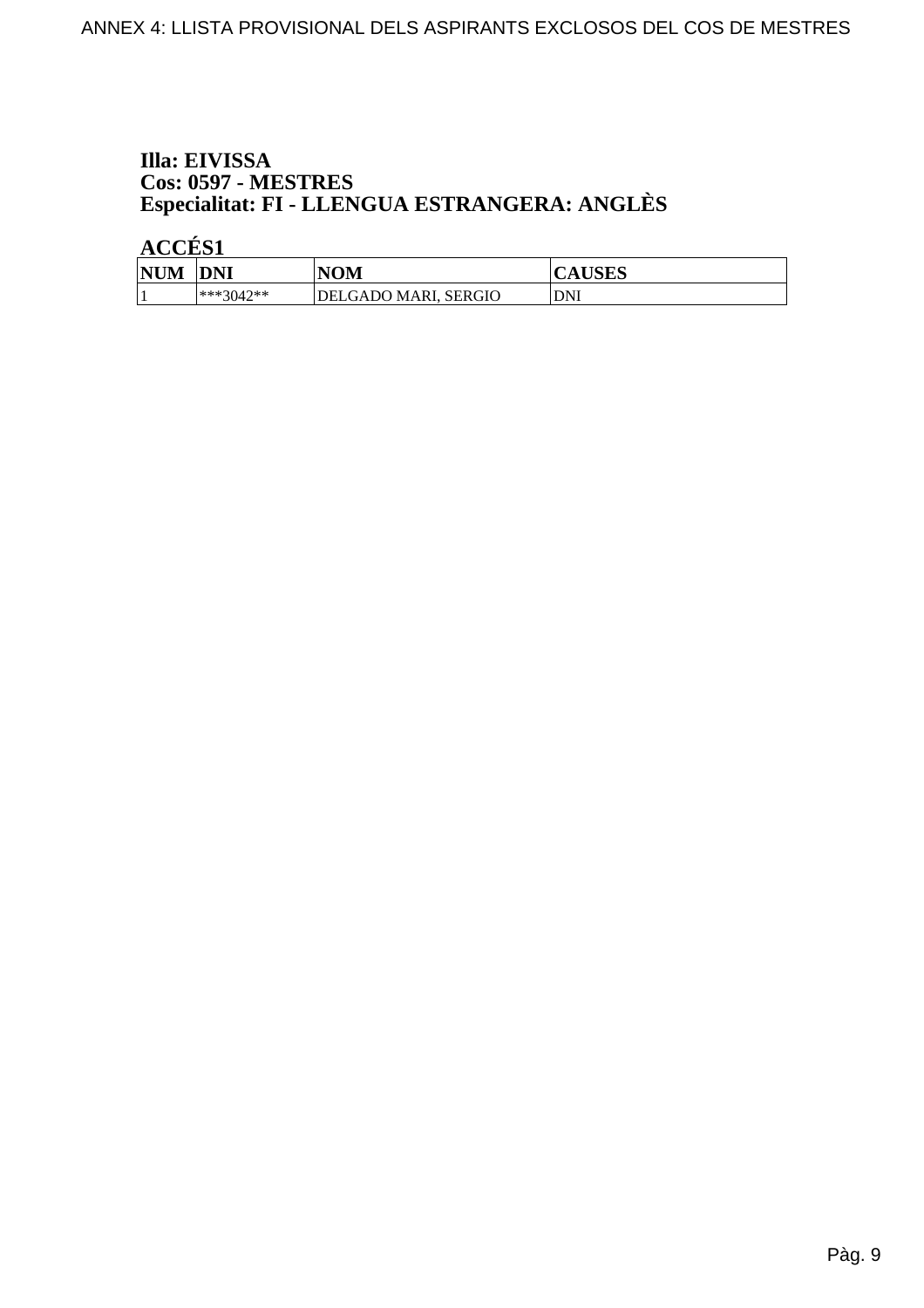**Illa: EIVISSA**
**Cos: 0597 - MESTRES**
**Especialitat: FI - LLENGUA ESTRANGERA: ANGLÈS**

**ACCÉS1**

| NUM | DNI | NOM | CAUSES |
|---|---|---|---|
| 1 | ***3042** | DELGADO MARI, SERGIO | DNI |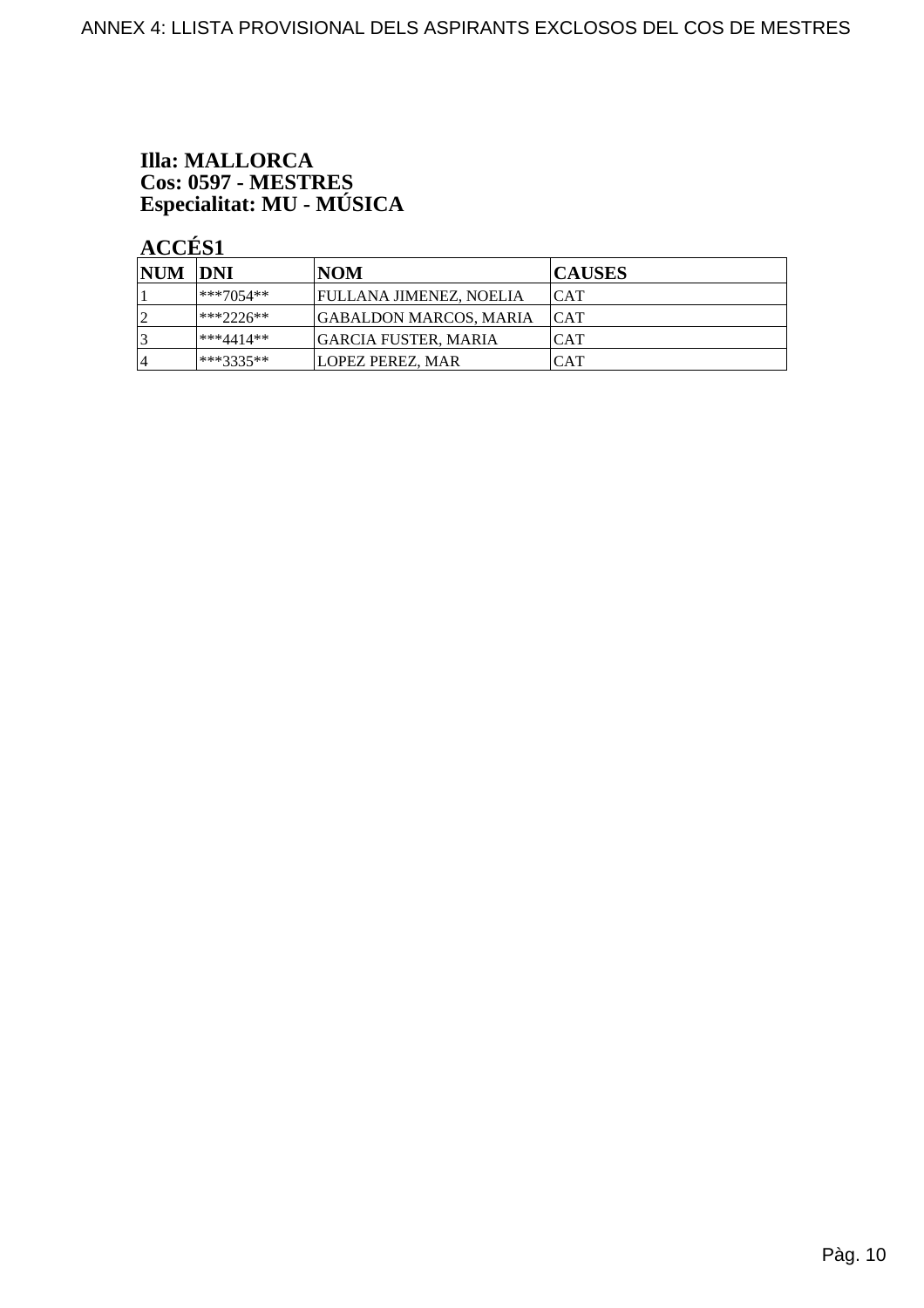**Illa: MALLORCA**
**Cos: 0597 - MESTRES**
**Especialitat: MU - MÚSICA**

**ACCÉS1**

| NUM | DNI | NOM | CAUSES |
|---|---|---|---|
| 1 | ***7054** | FULLANA JIMENEZ, NOELIA | CAT |
| 2 | ***2226** | GABALDON MARCOS, MARIA | CAT |
| 3 | ***4414** | GARCIA FUSTER, MARIA | CAT |
| 4 | ***3335** | LOPEZ PEREZ, MAR | CAT |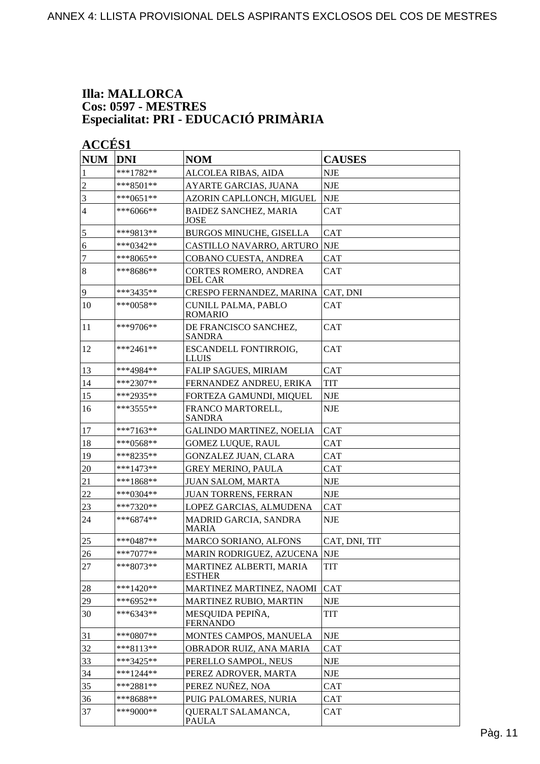## Illa: MALLORCA
## Cos: 0597 - MESTRES
## Especialitat: PRI - EDUCACIÓ PRIMÀRIA

### ACCÉS1

| NUM | DNI | NOM | CAUSES |
|---|---|---|---|
| 1 | ***1782** | ALCOLEA RIBAS, AIDA | NJE |
| 2 | ***8501** | AYARTE GARCIAS, JUANA | NJE |
| 3 | ***0651** | AZORIN CAPLLONCH, MIGUEL | NJE |
| 4 | ***6066** | BAIDEZ SANCHEZ, MARIA JOSE | CAT |
| 5 | ***9813** | BURGOS MINUCHE, GISELLA | CAT |
| 6 | ***0342** | CASTILLO NAVARRO, ARTURO | NJE |
| 7 | ***8065** | COBANO CUESTA, ANDREA | CAT |
| 8 | ***8686** | CORTES ROMERO, ANDREA DEL CAR | CAT |
| 9 | ***3435** | CRESPO FERNANDEZ, MARINA | CAT, DNI |
| 10 | ***0058** | CUNILL PALMA, PABLO ROMARIO | CAT |
| 11 | ***9706** | DE FRANCISCO SANCHEZ, SANDRA | CAT |
| 12 | ***2461** | ESCANDELL FONTIRROIG, LLUIS | CAT |
| 13 | ***4984** | FALIP SAGUES, MIRIAM | CAT |
| 14 | ***2307** | FERNANDEZ ANDREU, ERIKA | TIT |
| 15 | ***2935** | FORTEZA GAMUNDI, MIQUEL | NJE |
| 16 | ***3555** | FRANCO MARTORELL, SANDRA | NJE |
| 17 | ***7163** | GALINDO MARTINEZ, NOELIA | CAT |
| 18 | ***0568** | GOMEZ LUQUE, RAUL | CAT |
| 19 | ***8235** | GONZALEZ JUAN, CLARA | CAT |
| 20 | ***1473** | GREY MERINO, PAULA | CAT |
| 21 | ***1868** | JUAN SALOM, MARTA | NJE |
| 22 | ***0304** | JUAN TORRENS, FERRAN | NJE |
| 23 | ***7320** | LOPEZ GARCIAS, ALMUDENA | CAT |
| 24 | ***6874** | MADRID GARCIA, SANDRA MARIA | NJE |
| 25 | ***0487** | MARCO SORIANO, ALFONS | CAT, DNI, TIT |
| 26 | ***7077** | MARIN RODRIGUEZ, AZUCENA | NJE |
| 27 | ***8073** | MARTINEZ ALBERTI, MARIA ESTHER | TIT |
| 28 | ***1420** | MARTINEZ MARTINEZ, NAOMI | CAT |
| 29 | ***6952** | MARTINEZ RUBIO, MARTIN | NJE |
| 30 | ***6343** | MESQUIDA PEPIÑA, FERNANDO | TIT |
| 31 | ***0807** | MONTES CAMPOS, MANUELA | NJE |
| 32 | ***8113** | OBRADOR RUIZ, ANA MARIA | CAT |
| 33 | ***3425** | PERELLO SAMPOL, NEUS | NJE |
| 34 | ***1244** | PEREZ ADROVER, MARTA | NJE |
| 35 | ***2881** | PEREZ NUÑEZ, NOA | CAT |
| 36 | ***8688** | PUIG PALOMARES, NURIA | CAT |
| 37 | ***9000** | QUERALT SALAMANCA, PAULA | CAT |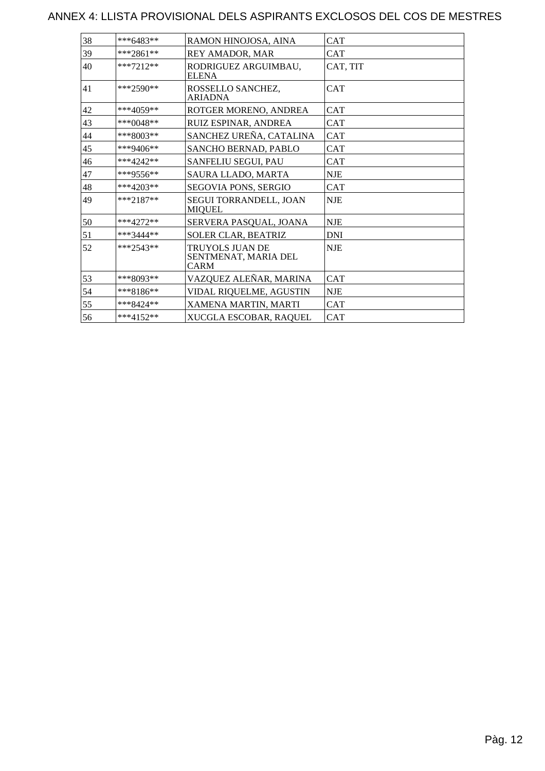# ANNEX 4: LLISTA PROVISIONAL DELS ASPIRANTS EXCLOSOS DEL COS DE MESTRES

| | | | |
|---|---|---|---|
| 38 | ***6483** | RAMON HINOJOSA, AINA | CAT |
| 39 | ***2861** | REY AMADOR, MAR | CAT |
| 40 | ***7212** | RODRIGUEZ ARGUIMBAU, ELENA | CAT, TIT |
| 41 | ***2590** | ROSSELLO SANCHEZ, ARIADNA | CAT |
| 42 | ***4059** | ROTGER MORENO, ANDREA | CAT |
| 43 | ***0048** | RUIZ ESPINAR, ANDREA | CAT |
| 44 | ***8003** | SANCHEZ UREÑA, CATALINA | CAT |
| 45 | ***9406** | SANCHO BERNAD, PABLO | CAT |
| 46 | ***4242** | SANFELIU SEGUI, PAU | CAT |
| 47 | ***9556** | SAURA LLADO, MARTA | NJE |
| 48 | ***4203** | SEGOVIA PONS, SERGIO | CAT |
| 49 | ***2187** | SEGUI TORRANDELL, JOAN MIQUEL | NJE |
| 50 | ***4272** | SERVERA PASQUAL, JOANA | NJE |
| 51 | ***3444** | SOLER CLAR, BEATRIZ | DNI |
| 52 | ***2543** | TRUYOLS JUAN DE SENTMENAT, MARIA DEL CARM | NJE |
| 53 | ***8093** | VAZQUEZ ALEÑAR, MARINA | CAT |
| 54 | ***8186** | VIDAL RIQUELME, AGUSTIN | NJE |
| 55 | ***8424** | XAMENA MARTIN, MARTI | CAT |
| 56 | ***4152** | XUCGLA ESCOBAR, RAQUEL | CAT |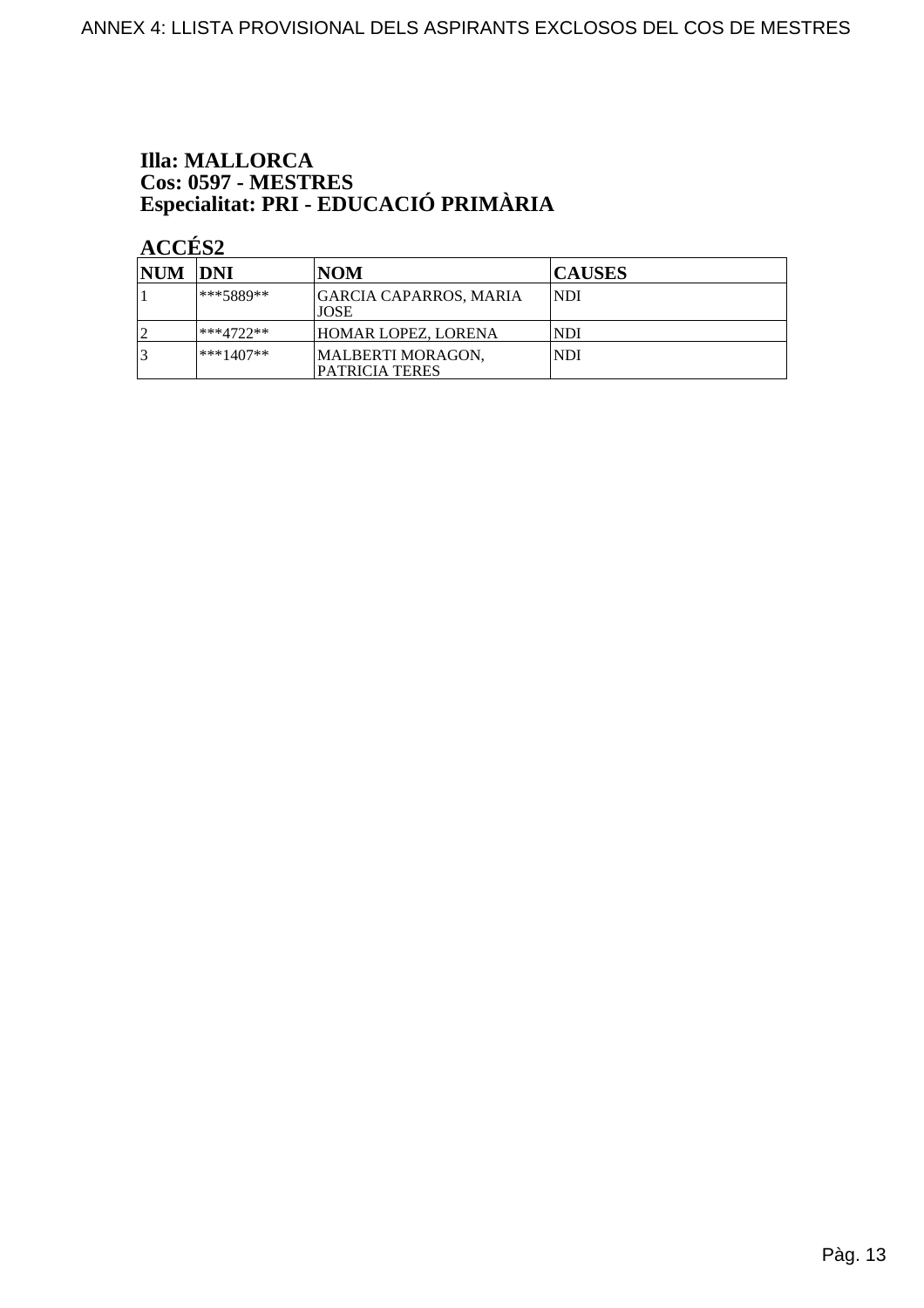**Illa: MALLORCA**
**Cos: 0597 - MESTRES**
**Especialitat: PRI - EDUCACIÓ PRIMÀRIA**

**ACCÉS2**

| NUM | DNI | NOM | CAUSES |
|---|---|---|---|
| 1 | ***5889** | GARCIA CAPARROS, MARIA JOSE | NDI |
| 2 | ***4722** | HOMAR LOPEZ, LORENA | NDI |
| 3 | ***1407** | MALBERTI MORAGON, PATRICIA TERES | NDI |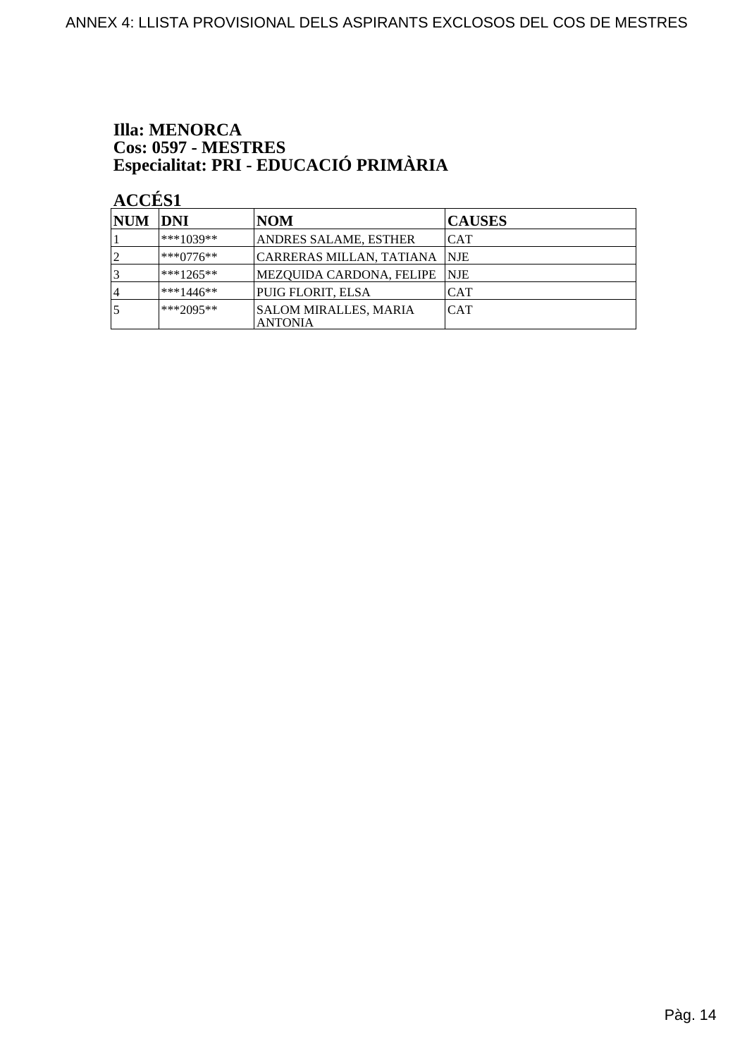**Illa: MENORCA**
**Cos: 0597 - MESTRES**
**Especialitat: PRI - EDUCACIÓ PRIMÀRIA**

**ACCÉS1**

| NUM | DNI | NOM | CAUSES |
|---|---|---|---|
| 1 | ***1039** | ANDRES SALAME, ESTHER | CAT |
| 2 | ***0776** | CARRERAS MILLAN, TATIANA | NJE |
| 3 | ***1265** | MEZQUIDA CARDONA, FELIPE | NJE |
| 4 | ***1446** | PUIG FLORIT, ELSA | CAT |
| 5 | ***2095** | SALOM MIRALLES, MARIA ANTONIA | CAT |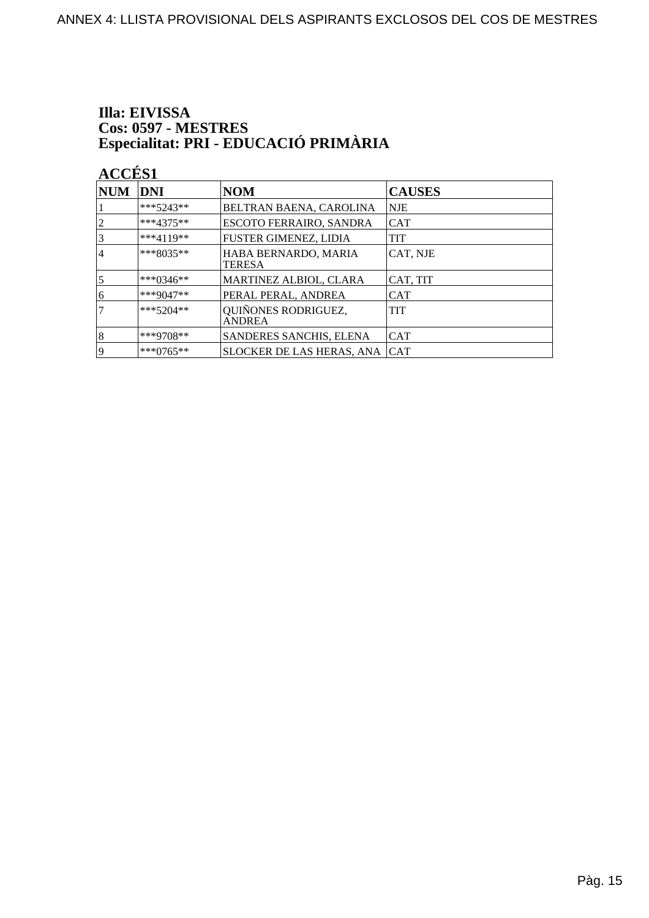**Illa: EIVISSA**
**Cos: 0597 - MESTRES**
**Especialitat: PRI - EDUCACIÓ PRIMÀRIA**

**ACCÉS1**

| NUM | DNI | NOM | CAUSES |
|---|---|---|---|
| 1 | ***5243** | BELTRAN BAENA, CAROLINA | NJE |
| 2 | ***4375** | ESCOTO FERRAIRO, SANDRA | CAT |
| 3 | ***4119** | FUSTER GIMENEZ, LIDIA | TIT |
| 4 | ***8035** | HABA BERNARDO, MARIA TERESA | CAT, NJE |
| 5 | ***0346** | MARTINEZ ALBIOL, CLARA | CAT, TIT |
| 6 | ***9047** | PERAL PERAL, ANDREA | CAT |
| 7 | ***5204** | QUIÑONES RODRIGUEZ, ANDREA | TIT |
| 8 | ***9708** | SANDERES SANCHIS, ELENA | CAT |
| 9 | ***0765** | SLOCKER DE LAS HERAS, ANA | CAT |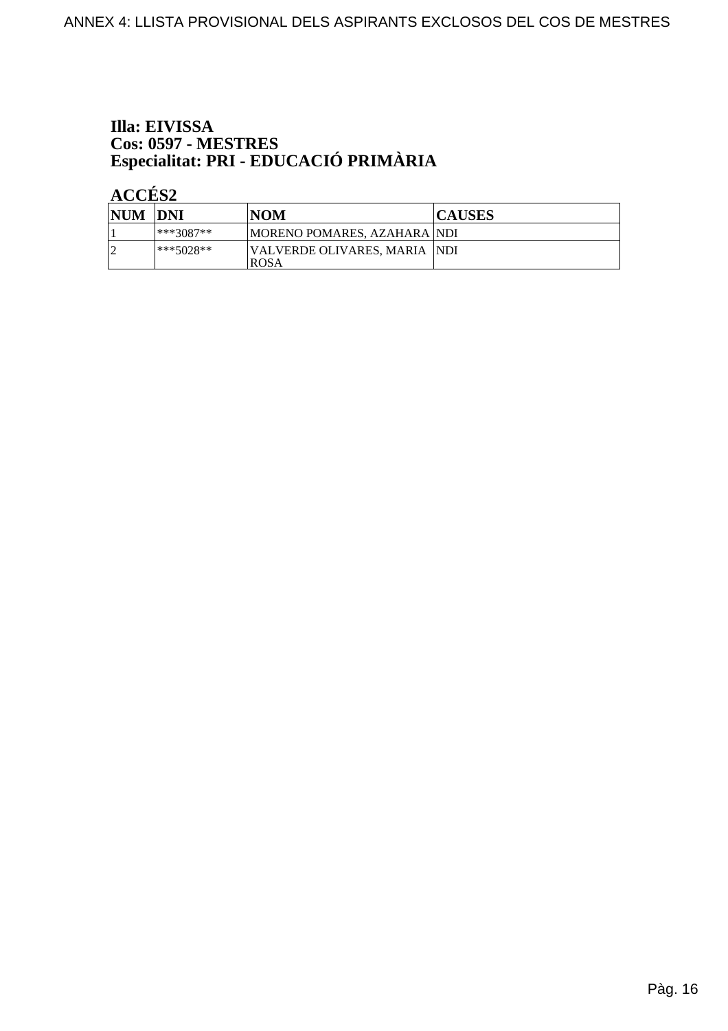**Illa: EIVISSA**
**Cos: 0597 - MESTRES**
**Especialitat: PRI - EDUCACIÓ PRIMÀRIA**

**ACCÉS2**

| NUM | DNI | NOM | CAUSES |
|---|---|---|---|
| 1 | ***3087** | MORENO POMARES, AZAHARA | NDI |
| 2 | ***5028** | VALVERDE OLIVARES, MARIA ROSA | NDI |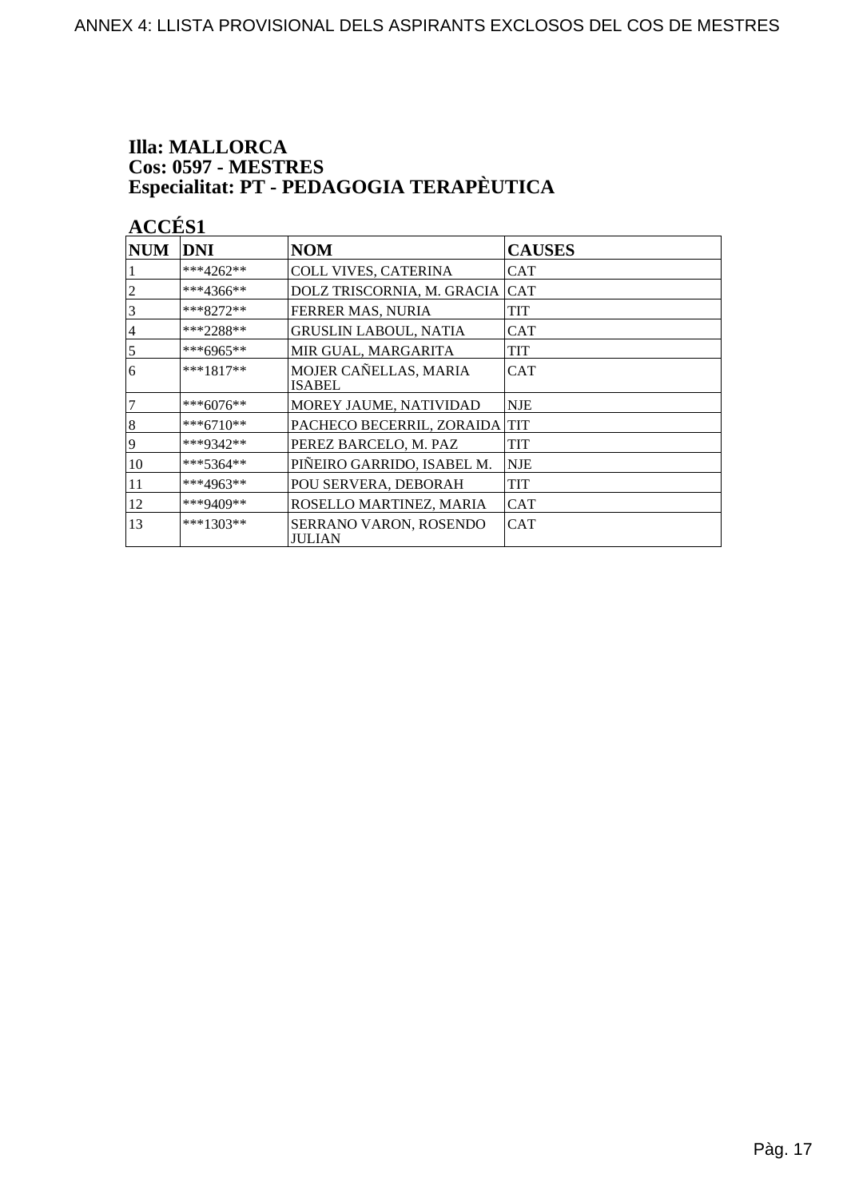**Illa: MALLORCA**
**Cos: 0597 - MESTRES**
**Especialitat: PT - PEDAGOGIA TERAPÈUTICA**

**ACCÉS1**

| NUM | DNI | NOM | CAUSES |
|---|---|---|---|
| 1 | ***4262** | COLL VIVES, CATERINA | CAT |
| 2 | ***4366** | DOLZ TRISCORNIA, M. GRACIA | CAT |
| 3 | ***8272** | FERRER MAS, NURIA | TIT |
| 4 | ***2288** | GRUSLIN LABOUL, NATIA | CAT |
| 5 | ***6965** | MIR GUAL, MARGARITA | TIT |
| 6 | ***1817** | MOJER CAÑELLAS, MARIA ISABEL | CAT |
| 7 | ***6076** | MOREY JAUME, NATIVIDAD | NJE |
| 8 | ***6710** | PACHECO BECERRIL, ZORAIDA | TIT |
| 9 | ***9342** | PEREZ BARCELO, M. PAZ | TIT |
| 10 | ***5364** | PIÑEIRO GARRIDO, ISABEL M. | NJE |
| 11 | ***4963** | POU SERVERA, DEBORAH | TIT |
| 12 | ***9409** | ROSELLO MARTINEZ, MARIA | CAT |
| 13 | ***1303** | SERRANO VARON, ROSENDO JULIAN | CAT |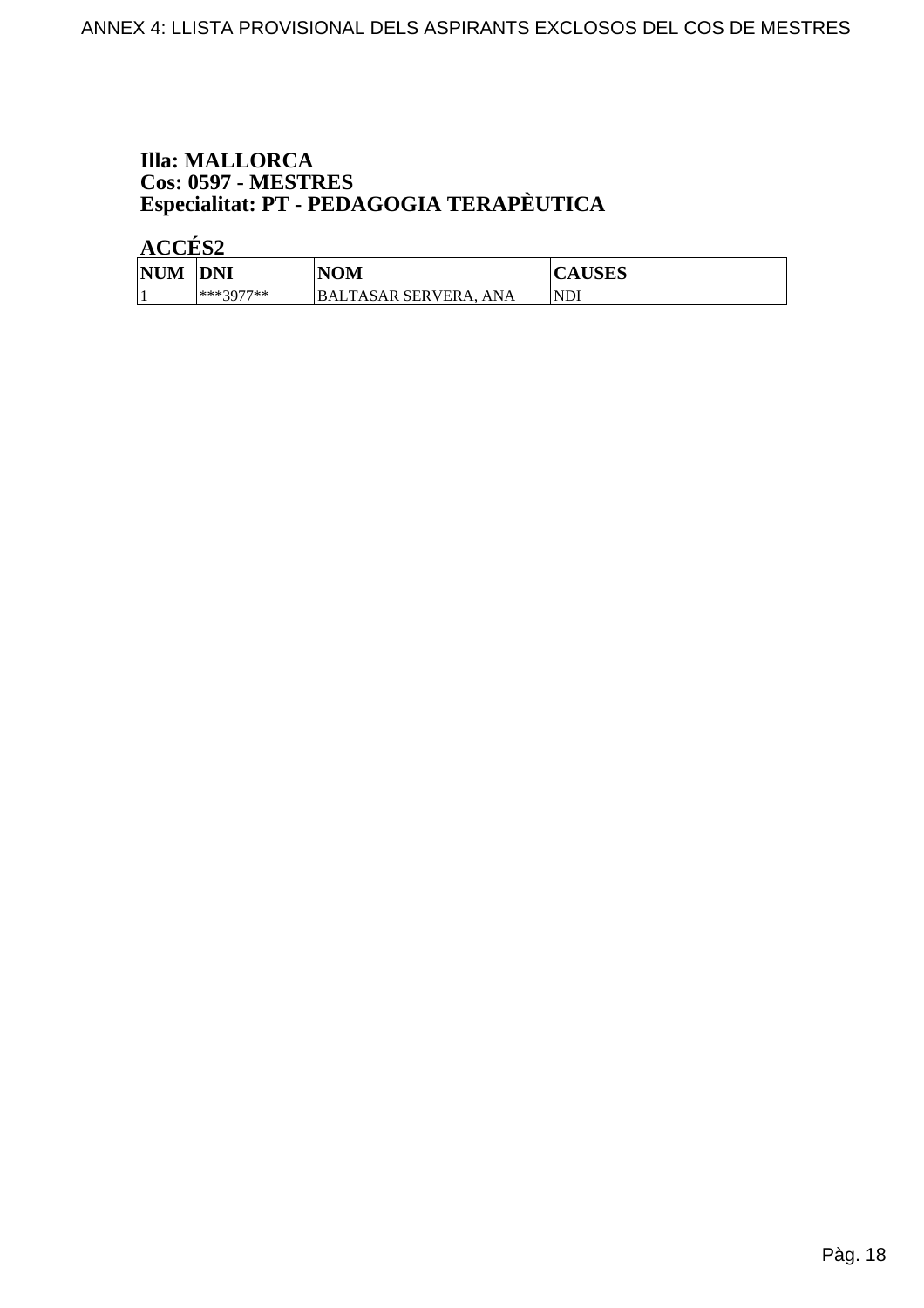**Illa: MALLORCA**
**Cos: 0597 - MESTRES**
**Especialitat: PT - PEDAGOGIA TERAPÈUTICA**

**ACCÉS2**

| NUM | DNI | NOM | CAUSES |
|---|---|---|---|
| 1 | ***3977** | BALTASAR SERVERA, ANA | NDI |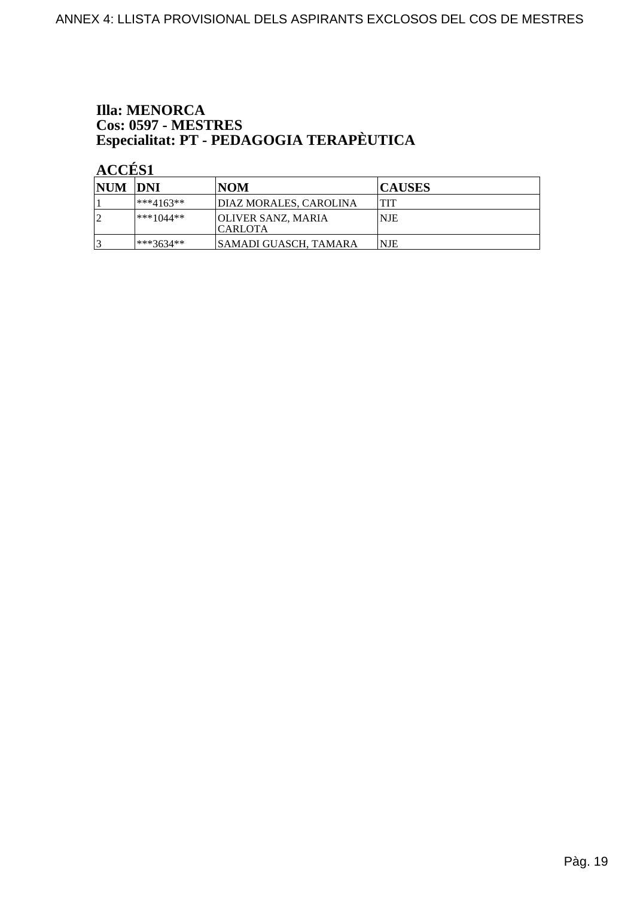**Illa: MENORCA**
**Cos: 0597 - MESTRES**
**Especialitat: PT - PEDAGOGIA TERAPÈUTICA**

**ACCÉS1**

| NUM | DNI | NOM | CAUSES |
|---|---|---|---|
| 1 | ***4163** | DIAZ MORALES, CAROLINA | TIT |
| 2 | ***1044** | OLIVER SANZ, MARIA CARLOTA | NJE |
| 3 | ***3634** | SAMADI GUASCH, TAMARA | NJE |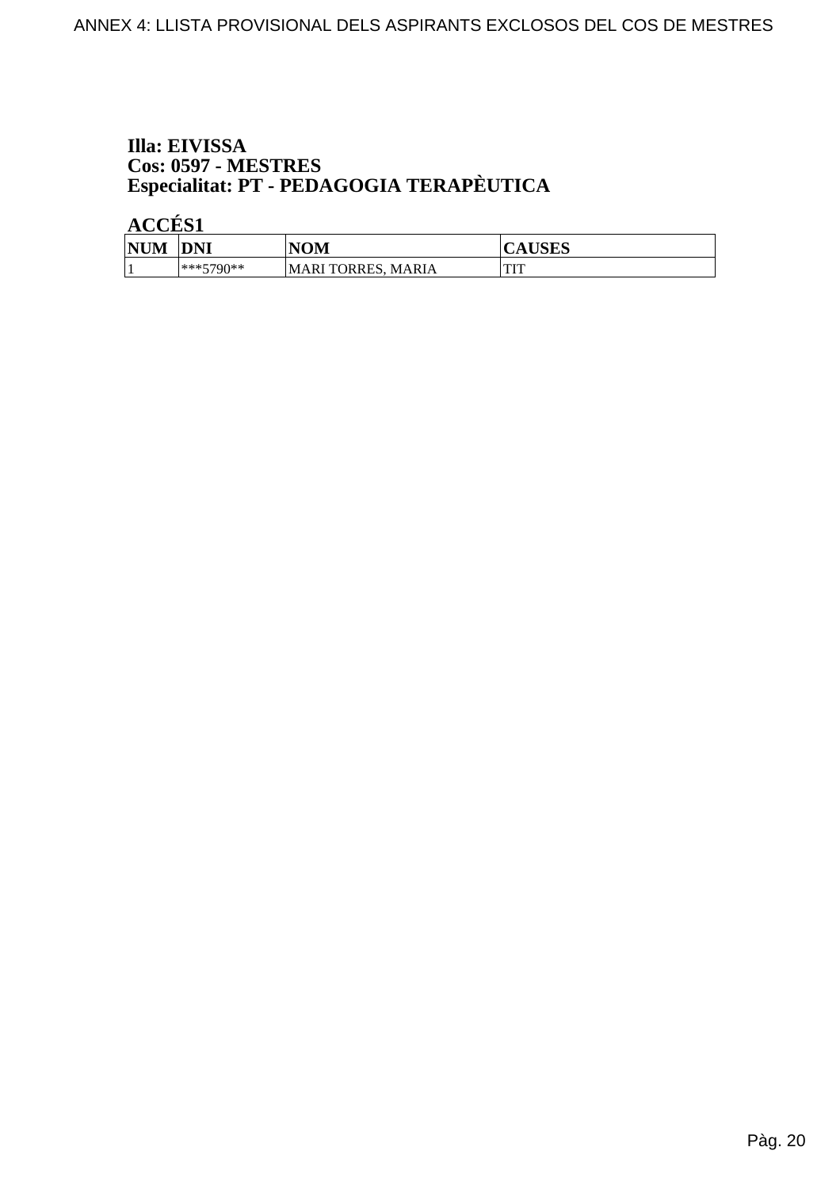**Illa: EIVISSA**
**Cos: 0597 - MESTRES**
**Especialitat: PT - PEDAGOGIA TERAPÈUTICA**

**ACCÉS1**

| NUM | DNI | NOM | CAUSES |
|---|---|---|---|
| 1 | ***5790** | MARI TORRES, MARIA | TIT |